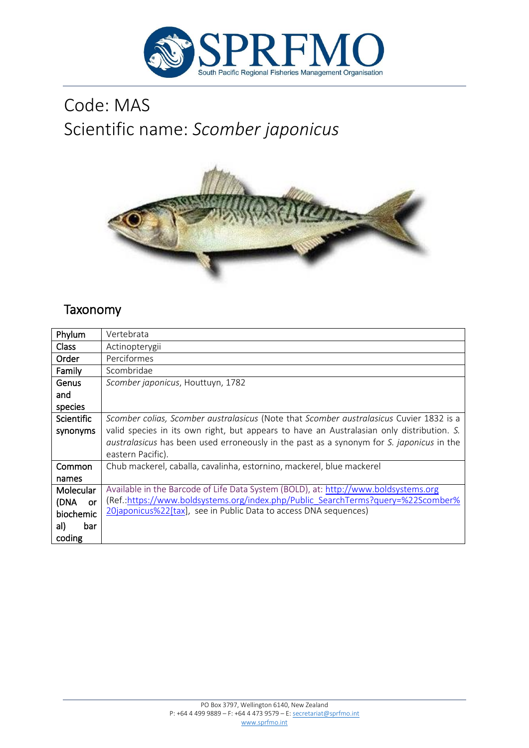# Code: MAS
# Scientific name: *Scomber japonicus*

## Taxonomy

| | |
|---|---|
| Phylum | Vertebrata |
| Class | Actinopterygii |
| Order | Perciformes |
| Family | Scombridae |
| Genus and species | *Scomber japonicus*, Houttuyn, 1782 |
| Scientific synonyms | *Scomber colias, Scomber australasicus* (Note that *Scomber australasicus* Cuvier 1832 is a valid species in its own right, but appears to have an Australasian only distribution. *S. australasicus* has been used erroneously in the past as a synonym for *S. japonicus* in the eastern Pacific). |
| Common names | Chub mackerel, caballa, cavalinha, estornino, mackerel, blue mackerel |
| Molecular (DNA or biochemical) bar coding | Available in the Barcode of Life Data System (BOLD), at: http://www.boldsystems.org (Ref.:https://www.boldsystems.org/index.php/Public_SearchTerms?query=%22Scomber%20japonicus%22[tax], see in Public Data to access DNA sequences) |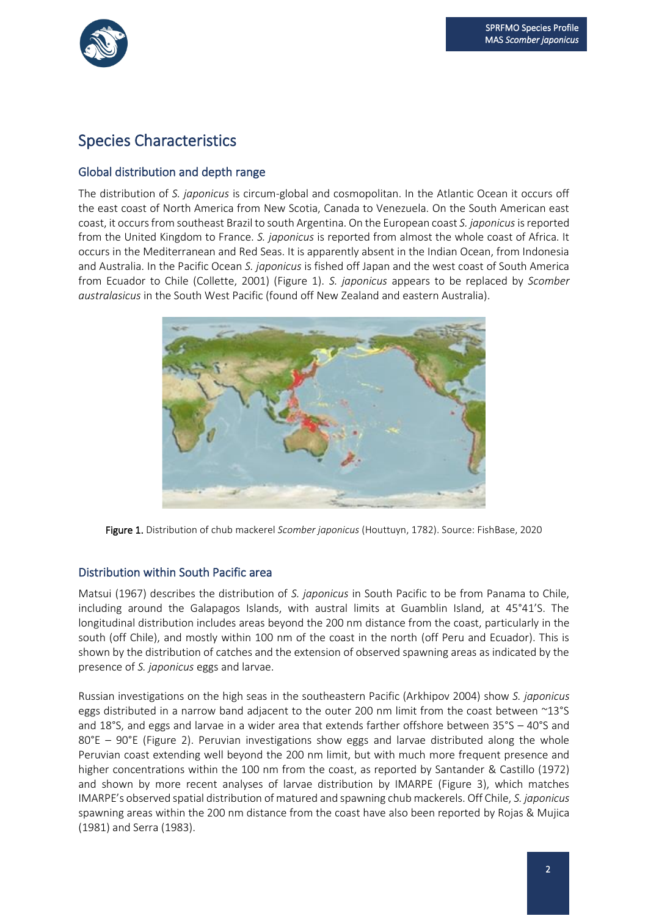# Species Characteristics

## Global distribution and depth range

The distribution of *S. japonicus* is circum-global and cosmopolitan. In the Atlantic Ocean it occurs off the east coast of North America from New Scotia, Canada to Venezuela. On the South American east coast, it occurs from southeast Brazil to south Argentina. On the European coast *S. japonicus* is reported from the United Kingdom to France. *S. japonicus* is reported from almost the whole coast of Africa. It occurs in the Mediterranean and Red Seas. It is apparently absent in the Indian Ocean, from Indonesia and Australia. In the Pacific Ocean *S. japonicus* is fished off Japan and the west coast of South America from Ecuador to Chile (Collette, 2001) (Figure 1). *S. japonicus* appears to be replaced by *Scomber australasicus* in the South West Pacific (found off New Zealand and eastern Australia).

**Figure 1.** Distribution of chub mackerel *Scomber japonicus* (Houttuyn, 1782). Source: FishBase, 2020

## Distribution within South Pacific area

Matsui (1967) describes the distribution of *S. japonicus* in South Pacific to be from Panama to Chile, including around the Galapagos Islands, with austral limits at Guamblin Island, at 45°41'S. The longitudinal distribution includes areas beyond the 200 nm distance from the coast, particularly in the south (off Chile), and mostly within 100 nm of the coast in the north (off Peru and Ecuador). This is shown by the distribution of catches and the extension of observed spawning areas as indicated by the presence of *S. japonicus* eggs and larvae.

Russian investigations on the high seas in the southeastern Pacific (Arkhipov 2004) show *S. japonicus* eggs distributed in a narrow band adjacent to the outer 200 nm limit from the coast between ~13°S and 18°S, and eggs and larvae in a wider area that extends farther offshore between 35°S – 40°S and 80°E – 90°E (Figure 2). Peruvian investigations show eggs and larvae distributed along the whole Peruvian coast extending well beyond the 200 nm limit, but with much more frequent presence and higher concentrations within the 100 nm from the coast, as reported by Santander & Castillo (1972) and shown by more recent analyses of larvae distribution by IMARPE (Figure 3), which matches IMARPE's observed spatial distribution of matured and spawning chub mackerels. Off Chile, *S. japonicus* spawning areas within the 200 nm distance from the coast have also been reported by Rojas & Mujica (1981) and Serra (1983).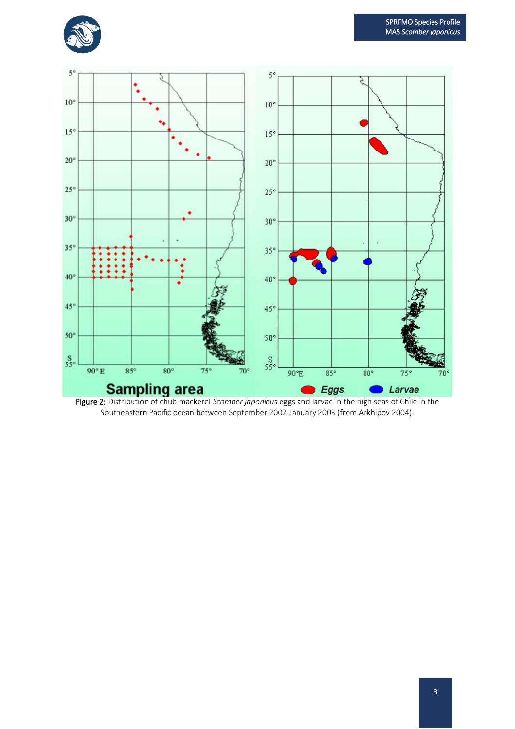Figure 2: Distribution of chub mackerel *Scomber japonicus* eggs and larvae in the high seas of Chile in the Southeastern Pacific ocean between September 2002-January 2003 (from Arkhipov 2004).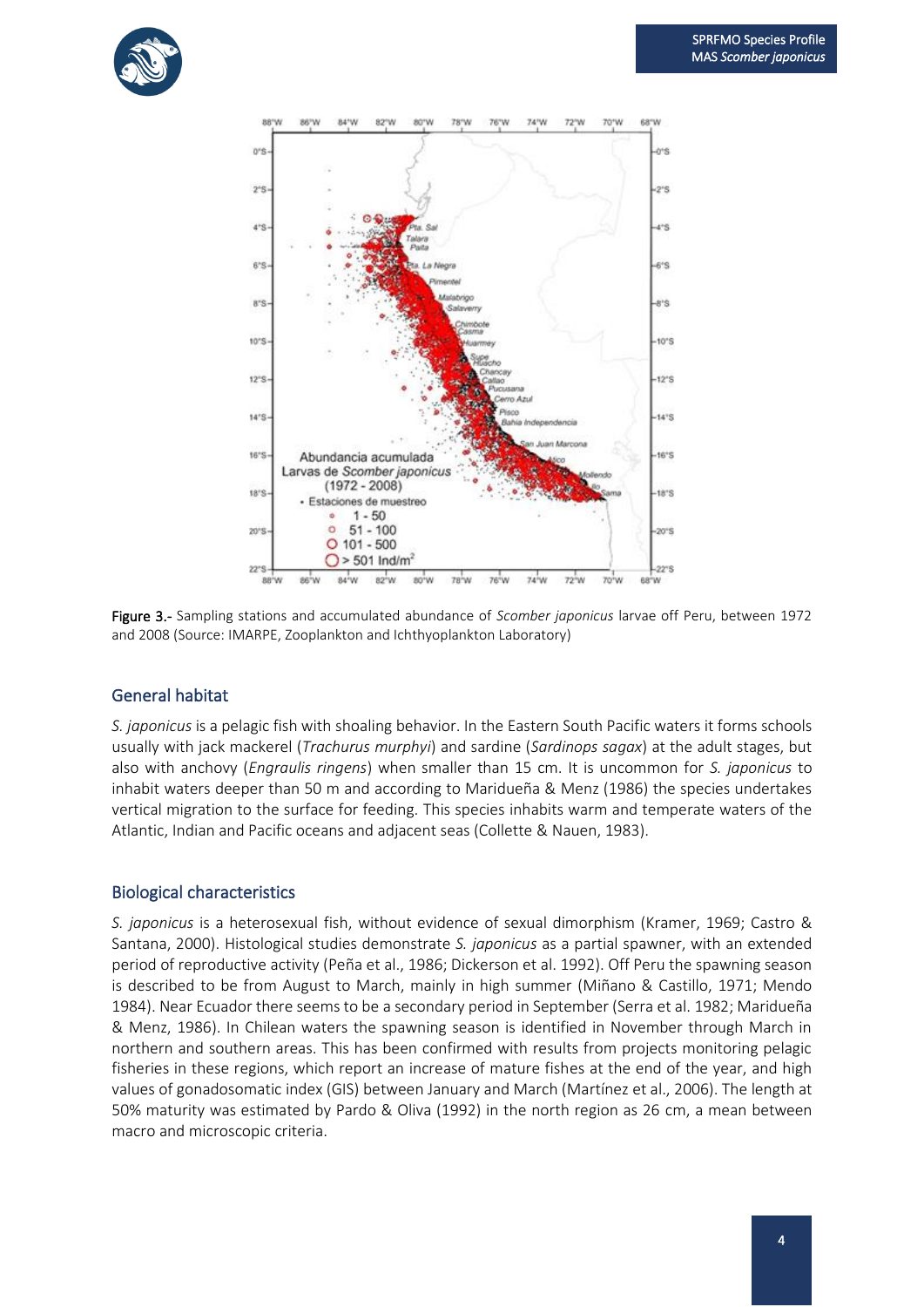**Figure 3.-** Sampling stations and accumulated abundance of *Scomber japonicus* larvae off Peru, between 1972 and 2008 (Source: IMARPE, Zooplankton and Ichthyoplankton Laboratory)

## General habitat

*S. japonicus* is a pelagic fish with shoaling behavior. In the Eastern South Pacific waters it forms schools usually with jack mackerel (*Trachurus murphyi*) and sardine (*Sardinops sagax*) at the adult stages, but also with anchovy (*Engraulis ringens*) when smaller than 15 cm. It is uncommon for *S. japonicus* to inhabit waters deeper than 50 m and according to Maridueña & Menz (1986) the species undertakes vertical migration to the surface for feeding. This species inhabits warm and temperate waters of the Atlantic, Indian and Pacific oceans and adjacent seas (Collette & Nauen, 1983).

## Biological characteristics

*S. japonicus* is a heterosexual fish, without evidence of sexual dimorphism (Kramer, 1969; Castro & Santana, 2000). Histological studies demonstrate *S. japonicus* as a partial spawner, with an extended period of reproductive activity (Peña et al., 1986; Dickerson et al. 1992). Off Peru the spawning season is described to be from August to March, mainly in high summer (Miñano & Castillo, 1971; Mendo 1984). Near Ecuador there seems to be a secondary period in September (Serra et al. 1982; Maridueña & Menz, 1986). In Chilean waters the spawning season is identified in November through March in northern and southern areas. This has been confirmed with results from projects monitoring pelagic fisheries in these regions, which report an increase of mature fishes at the end of the year, and high values of gonadosomatic index (GIS) between January and March (Martínez et al., 2006). The length at 50% maturity was estimated by Pardo & Oliva (1992) in the north region as 26 cm, a mean between macro and microscopic criteria.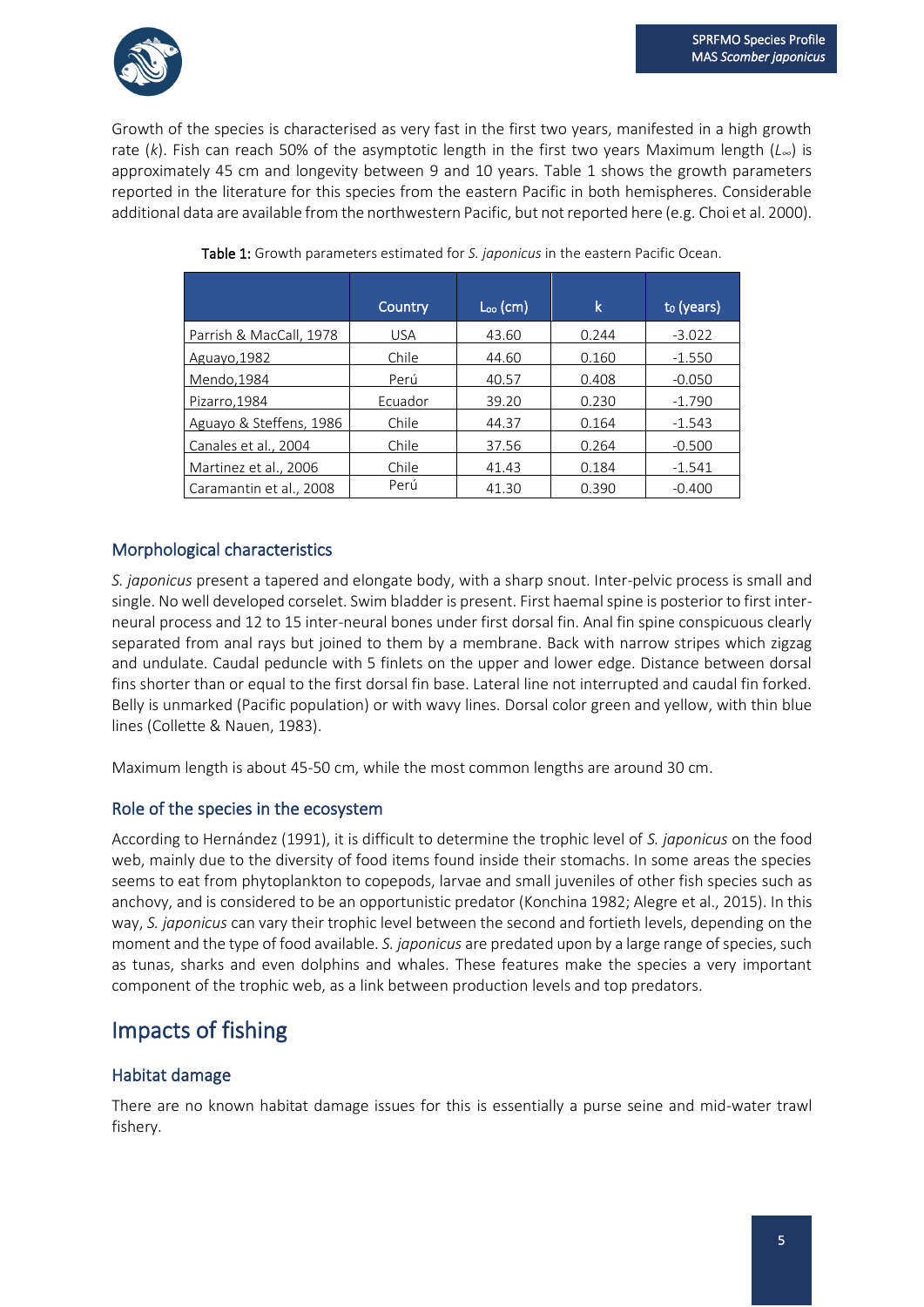Growth of the species is characterised as very fast in the first two years, manifested in a high growth rate (*k*). Fish can reach 50% of the asymptotic length in the first two years Maximum length ($L_\infty$) is approximately 45 cm and longevity between 9 and 10 years. Table 1 shows the growth parameters reported in the literature for this species from the eastern Pacific in both hemispheres. Considerable additional data are available from the northwestern Pacific, but not reported here (e.g. Choi et al. 2000).

**Table 1:** Growth parameters estimated for *S. japonicus* in the eastern Pacific Ocean.

| | Country | $L_\infty$ (cm) | k | $t_0$ (years) |
|---|---|---|---|---|
| Parrish & MacCall, 1978 | USA | 43.60 | 0.244 | -3.022 |
| Aguayo,1982 | Chile | 44.60 | 0.160 | -1.550 |
| Mendo,1984 | Perú | 40.57 | 0.408 | -0.050 |
| Pizarro,1984 | Ecuador | 39.20 | 0.230 | -1.790 |
| Aguayo & Steffens, 1986 | Chile | 44.37 | 0.164 | -1.543 |
| Canales et al., 2004 | Chile | 37.56 | 0.264 | -0.500 |
| Martinez et al., 2006 | Chile | 41.43 | 0.184 | -1.541 |
| Caramantin et al., 2008 | Perú | 41.30 | 0.390 | -0.400 |

### Morphological characteristics

*S. japonicus* present a tapered and elongate body, with a sharp snout. Inter-pelvic process is small and single. No well developed corselet. Swim bladder is present. First haemal spine is posterior to first inter-neural process and 12 to 15 inter-neural bones under first dorsal fin. Anal fin spine conspicuous clearly separated from anal rays but joined to them by a membrane. Back with narrow stripes which zigzag and undulate. Caudal peduncle with 5 finlets on the upper and lower edge. Distance between dorsal fins shorter than or equal to the first dorsal fin base. Lateral line not interrupted and caudal fin forked. Belly is unmarked (Pacific population) or with wavy lines. Dorsal color green and yellow, with thin blue lines (Collette & Nauen, 1983).

Maximum length is about 45-50 cm, while the most common lengths are around 30 cm.

### Role of the species in the ecosystem

According to Hernández (1991), it is difficult to determine the trophic level of *S. japonicus* on the food web, mainly due to the diversity of food items found inside their stomachs. In some areas the species seems to eat from phytoplankton to copepods, larvae and small juveniles of other fish species such as anchovy, and is considered to be an opportunistic predator (Konchina 1982; Alegre et al., 2015). In this way, *S. japonicus* can vary their trophic level between the second and fortieth levels, depending on the moment and the type of food available. *S. japonicus* are predated upon by a large range of species, such as tunas, sharks and even dolphins and whales. These features make the species a very important component of the trophic web, as a link between production levels and top predators.

## Impacts of fishing

### Habitat damage

There are no known habitat damage issues for this is essentially a purse seine and mid-water trawl fishery.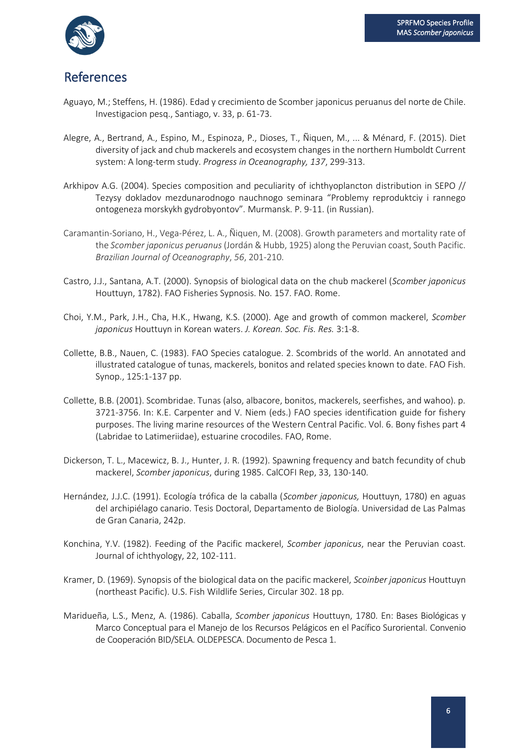# References

Aguayo, M.; Steffens, H. (1986). Edad y crecimiento de Scomber japonicus peruanus del norte de Chile. Investigacion pesq., Santiago, v. 33, p. 61-73.

Alegre, A., Bertrand, A., Espino, M., Espinoza, P., Dioses, T., Ñiquen, M., ... & Ménard, F. (2015). Diet diversity of jack and chub mackerels and ecosystem changes in the northern Humboldt Current system: A long-term study. *Progress in Oceanography, 137*, 299-313.

Arkhipov A.G. (2004). Species composition and peculiarity of ichthyoplancton distribution in SEPO // Tezysy dokladov mezdunarodnogo nauchnogo seminara "Problemy reproduktciy i rannego ontogeneza morskykh gydrobyontov". Murmansk. P. 9-11. (in Russian).

Caramantin-Soriano, H., Vega-Pérez, L. A., Ñiquen, M. (2008). Growth parameters and mortality rate of the *Scomber japonicus peruanus* (Jordán & Hubb, 1925) along the Peruvian coast, South Pacific. *Brazilian Journal of Oceanography*, *56*, 201-210.

Castro, J.J., Santana, A.T. (2000). Synopsis of biological data on the chub mackerel (*Scomber japonicus* Houttuyn, 1782). FAO Fisheries Sypnosis. No. 157. FAO. Rome.

Choi, Y.M., Park, J.H., Cha, H.K., Hwang, K.S. (2000). Age and growth of common mackerel, *Scomber japonicus* Houttuyn in Korean waters. *J. Korean. Soc. Fis. Res.* 3:1-8.

Collette, B.B., Nauen, C. (1983). FAO Species catalogue. 2. Scombrids of the world. An annotated and illustrated catalogue of tunas, mackerels, bonitos and related species known to date. FAO Fish. Synop., 125:1-137 pp.

Collette, B.B. (2001). Scombridae. Tunas (also, albacore, bonitos, mackerels, seerfishes, and wahoo). p. 3721-3756. In: K.E. Carpenter and V. Niem (eds.) FAO species identification guide for fishery purposes. The living marine resources of the Western Central Pacific. Vol. 6. Bony fishes part 4 (Labridae to Latimeriidae), estuarine crocodiles. FAO, Rome.

Dickerson, T. L., Macewicz, B. J., Hunter, J. R. (1992). Spawning frequency and batch fecundity of chub mackerel, *Scomber japonicus*, during 1985. CalCOFI Rep, 33, 130-140.

Hernández, J.J.C. (1991). Ecología trófica de la caballa (*Scomber japonicus,* Houttuyn, 1780) en aguas del archipiélago canario. Tesis Doctoral, Departamento de Biología. Universidad de Las Palmas de Gran Canaria, 242p.

Konchina, Y.V. (1982). Feeding of the Pacific mackerel, *Scomber japonicus*, near the Peruvian coast. Journal of ichthyology, 22, 102-111.

Kramer, D. (1969). Synopsis of the biological data on the pacific mackerel, *Scoinber japonicus* Houttuyn (northeast Pacific). U.S. Fish Wildlife Series, Circular 302. 18 pp.

Maridueña, L.S., Menz, A. (1986). Caballa, *Scomber japonicus* Houttuyn, 1780. En: Bases Biológicas y Marco Conceptual para el Manejo de los Recursos Pelágicos en el Pacífico Suroriental. Convenio de Cooperación BID/SELA. OLDEPESCA. Documento de Pesca 1.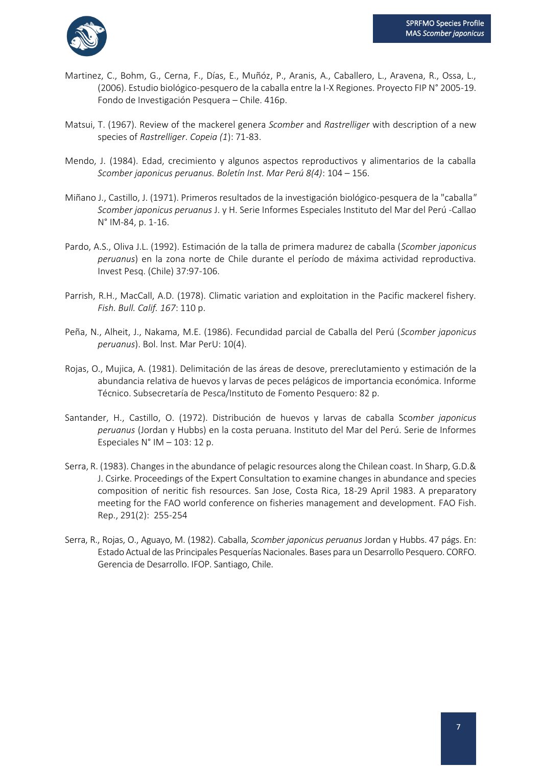Martinez, C., Bohm, G., Cerna, F., Días, E., Muñóz, P., Aranis, A., Caballero, L., Aravena, R., Ossa, L., (2006). Estudio biológico-pesquero de la caballa entre la I-X Regiones. Proyecto FIP N° 2005-19. Fondo de Investigación Pesquera – Chile. 416p.

Matsui, T. (1967). Review of the mackerel genera *Scomber* and *Rastrelliger* with description of a new species of *Rastrelliger*. *Copeia (1*): 71-83.

Mendo, J. (1984). Edad, crecimiento y algunos aspectos reproductivos y alimentarios de la caballa *Scomber japonicus peruanus. Boletín Inst. Mar Perú 8(4)*: 104 – 156.

Miñano J., Castillo, J. (1971). Primeros resultados de la investigación biológico-pesquera de la "caballa" *Scomber japonicus peruanus* J. y H. Serie Informes Especiales Instituto del Mar del Perú -Callao N° IM-84, p. 1-16.

Pardo, A.S., Oliva J.L. (1992). Estimación de la talla de primera madurez de caballa (*Scomber japonicus peruanus*) en la zona norte de Chile durante el período de máxima actividad reproductiva. Invest Pesq. (Chile) 37:97-106.

Parrish, R.H., MacCall, A.D. (1978). Climatic variation and exploitation in the Pacific mackerel fishery. *Fish. Bull. Calif. 167*: 110 p.

Peña, N., Alheit, J., Nakama, M.E. (1986). Fecundidad parcial de Caballa del Perú (*Scomber japonicus peruanus*). Bol. lnst. Mar PerU: 10(4).

Rojas, O., Mujica, A. (1981). Delimitación de las áreas de desove, prereclutamiento y estimación de la abundancia relativa de huevos y larvas de peces pelágicos de importancia económica. Informe Técnico. Subsecretaría de Pesca/Instituto de Fomento Pesquero: 82 p.

Santander, H., Castillo, O. (1972). Distribución de huevos y larvas de caballa *Scomber japonicus peruanus* (Jordan y Hubbs) en la costa peruana. Instituto del Mar del Perú. Serie de Informes Especiales N° IM – 103: 12 p.

Serra, R. (1983). Changes in the abundance of pelagic resources along the Chilean coast. In Sharp, G.D.& J. Csirke. Proceedings of the Expert Consultation to examine changes in abundance and species composition of neritic fish resources. San Jose, Costa Rica, 18-29 April 1983. A preparatory meeting for the FAO world conference on fisheries management and development. FAO Fish. Rep., 291(2): 255-254

Serra, R., Rojas, O., Aguayo, M. (1982). Caballa, *Scomber japonicus peruanus* Jordan y Hubbs. 47 págs. En: Estado Actual de las Principales Pesquerías Nacionales. Bases para un Desarrollo Pesquero. CORFO. Gerencia de Desarrollo. IFOP. Santiago, Chile.